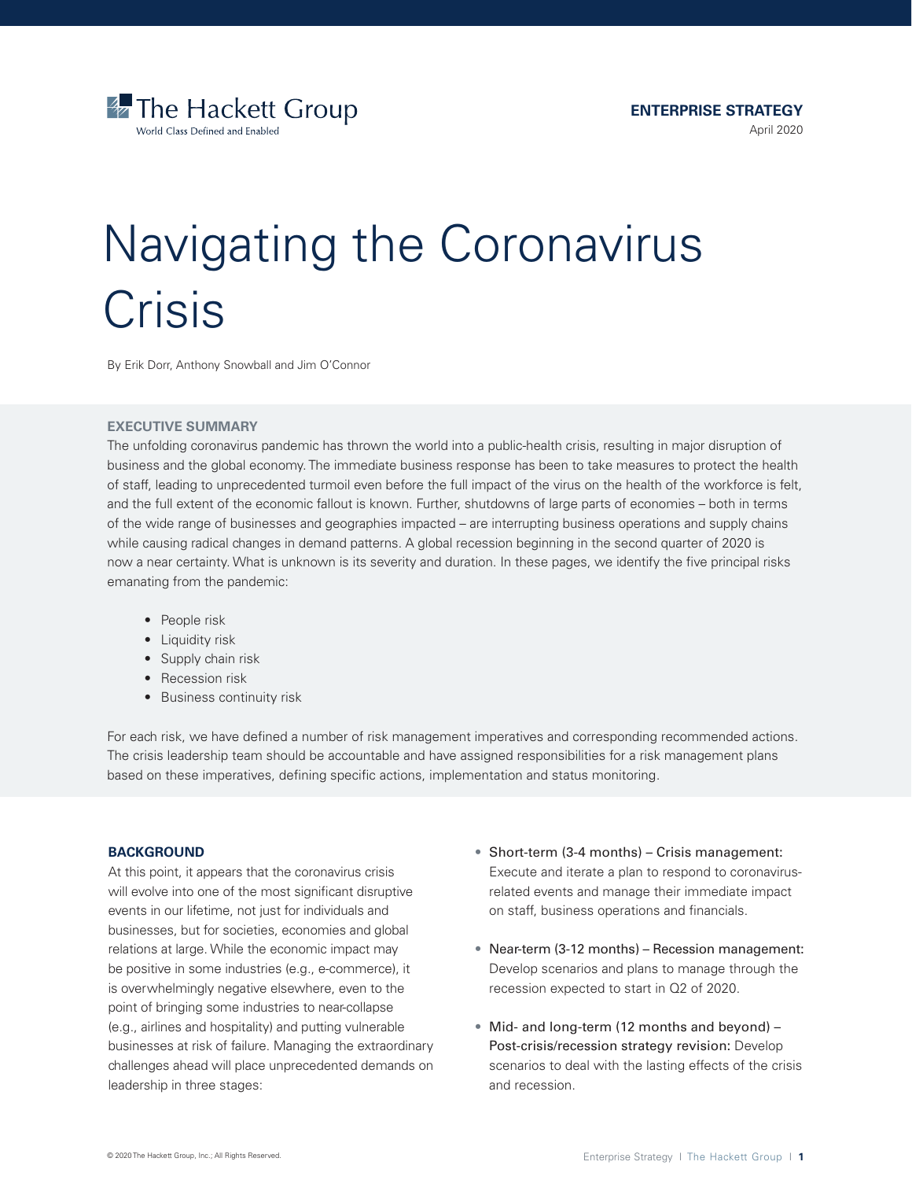The Hackett Group
World Class Defined and Enabled

**ENTERPRISE STRATEGY**
April 2020

# Navigating the Coronavirus Crisis

By Erik Dorr, Anthony Snowball and Jim O'Connor

## EXECUTIVE SUMMARY

The unfolding coronavirus pandemic has thrown the world into a public-health crisis, resulting in major disruption of business and the global economy. The immediate business response has been to take measures to protect the health of staff, leading to unprecedented turmoil even before the full impact of the virus on the health of the workforce is felt, and the full extent of the economic fallout is known. Further, shutdowns of large parts of economies – both in terms of the wide range of businesses and geographies impacted – are interrupting business operations and supply chains while causing radical changes in demand patterns. A global recession beginning in the second quarter of 2020 is now a near certainty. What is unknown is its severity and duration. In these pages, we identify the five principal risks emanating from the pandemic:

- People risk
- Liquidity risk
- Supply chain risk
- Recession risk
- Business continuity risk

For each risk, we have defined a number of risk management imperatives and corresponding recommended actions. The crisis leadership team should be accountable and have assigned responsibilities for a risk management plans based on these imperatives, defining specific actions, implementation and status monitoring.

## BACKGROUND

At this point, it appears that the coronavirus crisis will evolve into one of the most significant disruptive events in our lifetime, not just for individuals and businesses, but for societies, economies and global relations at large. While the economic impact may be positive in some industries (e.g., e-commerce), it is overwhelmingly negative elsewhere, even to the point of bringing some industries to near-collapse (e.g., airlines and hospitality) and putting vulnerable businesses at risk of failure. Managing the extraordinary challenges ahead will place unprecedented demands on leadership in three stages:

- Short-term (3-4 months) – Crisis management: Execute and iterate a plan to respond to coronavirus-related events and manage their immediate impact on staff, business operations and financials.
- Near-term (3-12 months) – Recession management: Develop scenarios and plans to manage through the recession expected to start in Q2 of 2020.
- Mid- and long-term (12 months and beyond) – Post-crisis/recession strategy revision: Develop scenarios to deal with the lasting effects of the crisis and recession.

© 2020 The Hackett Group, Inc.; All Rights Reserved.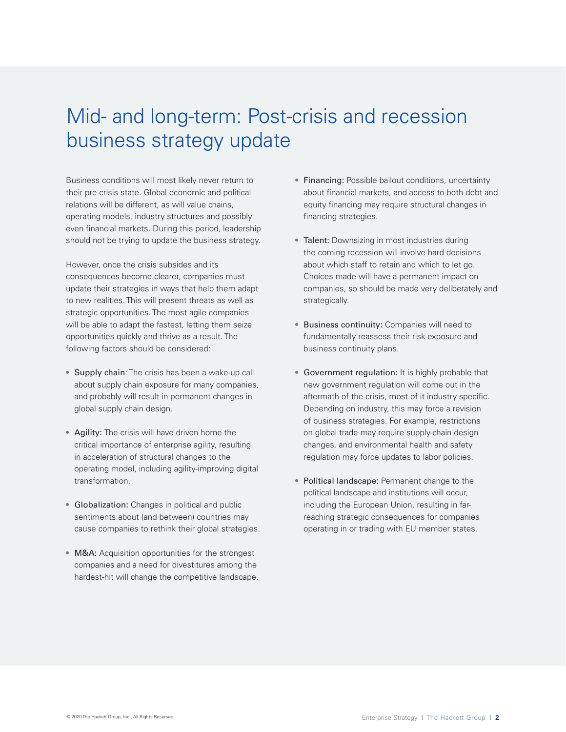# Mid- and long-term: Post-crisis and recession business strategy update

Business conditions will most likely never return to their pre-crisis state. Global economic and political relations will be different, as will value chains, operating models, industry structures and possibly even financial markets. During this period, leadership should not be trying to update the business strategy.

However, once the crisis subsides and its consequences become clearer, companies must update their strategies in ways that help them adapt to new realities. This will present threats as well as strategic opportunities. The most agile companies will be able to adapt the fastest, letting them seize opportunities quickly and thrive as a result. The following factors should be considered:

- Supply chain: The crisis has been a wake-up call about supply chain exposure for many companies, and probably will result in permanent changes in global supply chain design.
- Agility: The crisis will have driven home the critical importance of enterprise agility, resulting in acceleration of structural changes to the operating model, including agility-improving digital transformation.
- Globalization: Changes in political and public sentiments about (and between) countries may cause companies to rethink their global strategies.
- M&A: Acquisition opportunities for the strongest companies and a need for divestitures among the hardest-hit will change the competitive landscape.
- Financing: Possible bailout conditions, uncertainty about financial markets, and access to both debt and equity financing may require structural changes in financing strategies.
- Talent: Downsizing in most industries during the coming recession will involve hard decisions about which staff to retain and which to let go. Choices made will have a permanent impact on companies, so should be made very deliberately and strategically.
- Business continuity: Companies will need to fundamentally reassess their risk exposure and business continuity plans.
- Government regulation: It is highly probable that new government regulation will come out in the aftermath of the crisis, most of it industry-specific. Depending on industry, this may force a revision of business strategies. For example, restrictions on global trade may require supply-chain design changes, and environmental health and safety regulation may force updates to labor policies.
- Political landscape: Permanent change to the political landscape and institutions will occur, including the European Union, resulting in far-reaching strategic consequences for companies operating in or trading with EU member states.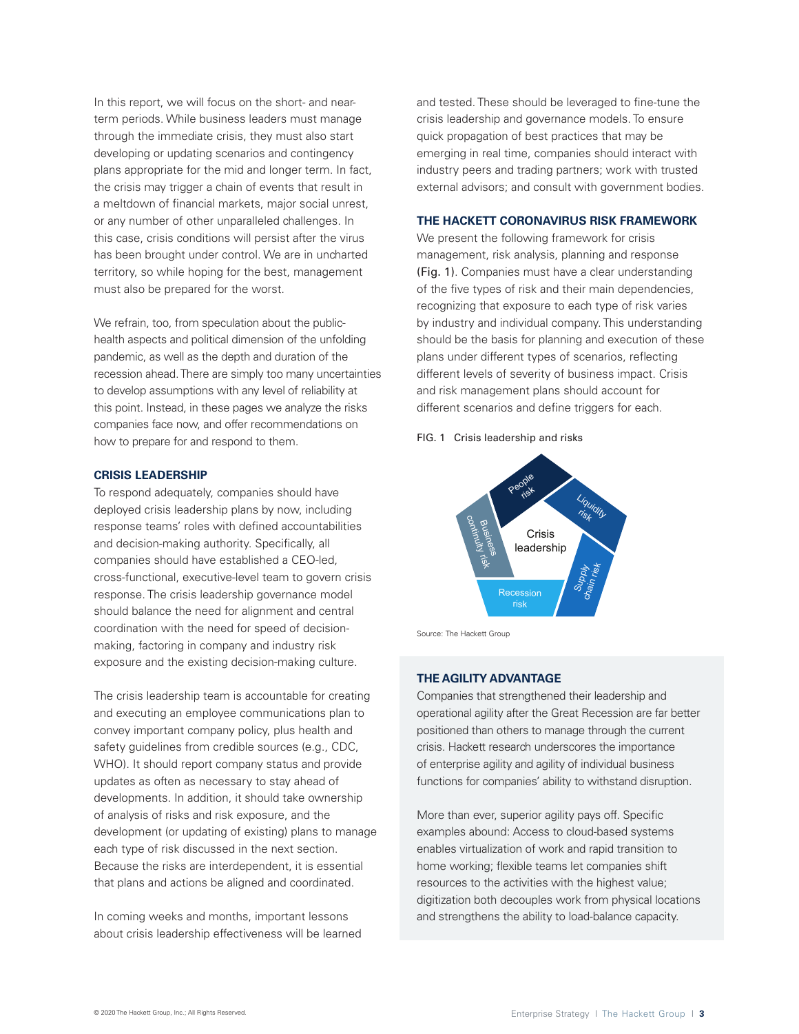In this report, we will focus on the short- and near-term periods. While business leaders must manage through the immediate crisis, they must also start developing or updating scenarios and contingency plans appropriate for the mid and longer term. In fact, the crisis may trigger a chain of events that result in a meltdown of financial markets, major social unrest, or any number of other unparalleled challenges. In this case, crisis conditions will persist after the virus has been brought under control. We are in uncharted territory, so while hoping for the best, management must also be prepared for the worst.

We refrain, too, from speculation about the public-health aspects and political dimension of the unfolding pandemic, as well as the depth and duration of the recession ahead. There are simply too many uncertainties to develop assumptions with any level of reliability at this point. Instead, in these pages we analyze the risks companies face now, and offer recommendations on how to prepare for and respond to them.

### CRISIS LEADERSHIP

To respond adequately, companies should have deployed crisis leadership plans by now, including response teams' roles with defined accountabilities and decision-making authority. Specifically, all companies should have established a CEO-led, cross-functional, executive-level team to govern crisis response. The crisis leadership governance model should balance the need for alignment and central coordination with the need for speed of decision-making, factoring in company and industry risk exposure and the existing decision-making culture.

The crisis leadership team is accountable for creating and executing an employee communications plan to convey important company policy, plus health and safety guidelines from credible sources (e.g., CDC, WHO). It should report company status and provide updates as often as necessary to stay ahead of developments. In addition, it should take ownership of analysis of risks and risk exposure, and the development (or updating of existing) plans to manage each type of risk discussed in the next section. Because the risks are interdependent, it is essential that plans and actions be aligned and coordinated.

In coming weeks and months, important lessons about crisis leadership effectiveness will be learned and tested. These should be leveraged to fine-tune the crisis leadership and governance models. To ensure quick propagation of best practices that may be emerging in real time, companies should interact with industry peers and trading partners; work with trusted external advisors; and consult with government bodies.

### THE HACKETT CORONAVIRUS RISK FRAMEWORK

We present the following framework for crisis management, risk analysis, planning and response (Fig. 1). Companies must have a clear understanding of the five types of risk and their main dependencies, recognizing that exposure to each type of risk varies by industry and individual company. This understanding should be the basis for planning and execution of these plans under different types of scenarios, reflecting different levels of severity of business impact. Crisis and risk management plans should account for different scenarios and define triggers for each.

FIG. 1 Crisis leadership and risks

Crisis leadership: People risk, Liquidity risk, Supply chain risk, Recession risk, Business continuity risk

Source: The Hackett Group

### THE AGILITY ADVANTAGE

Companies that strengthened their leadership and operational agility after the Great Recession are far better positioned than others to manage through the current crisis. Hackett research underscores the importance of enterprise agility and agility of individual business functions for companies' ability to withstand disruption.

More than ever, superior agility pays off. Specific examples abound: Access to cloud-based systems enables virtualization of work and rapid transition to home working; flexible teams let companies shift resources to the activities with the highest value; digitization both decouples work from physical locations and strengthens the ability to load-balance capacity.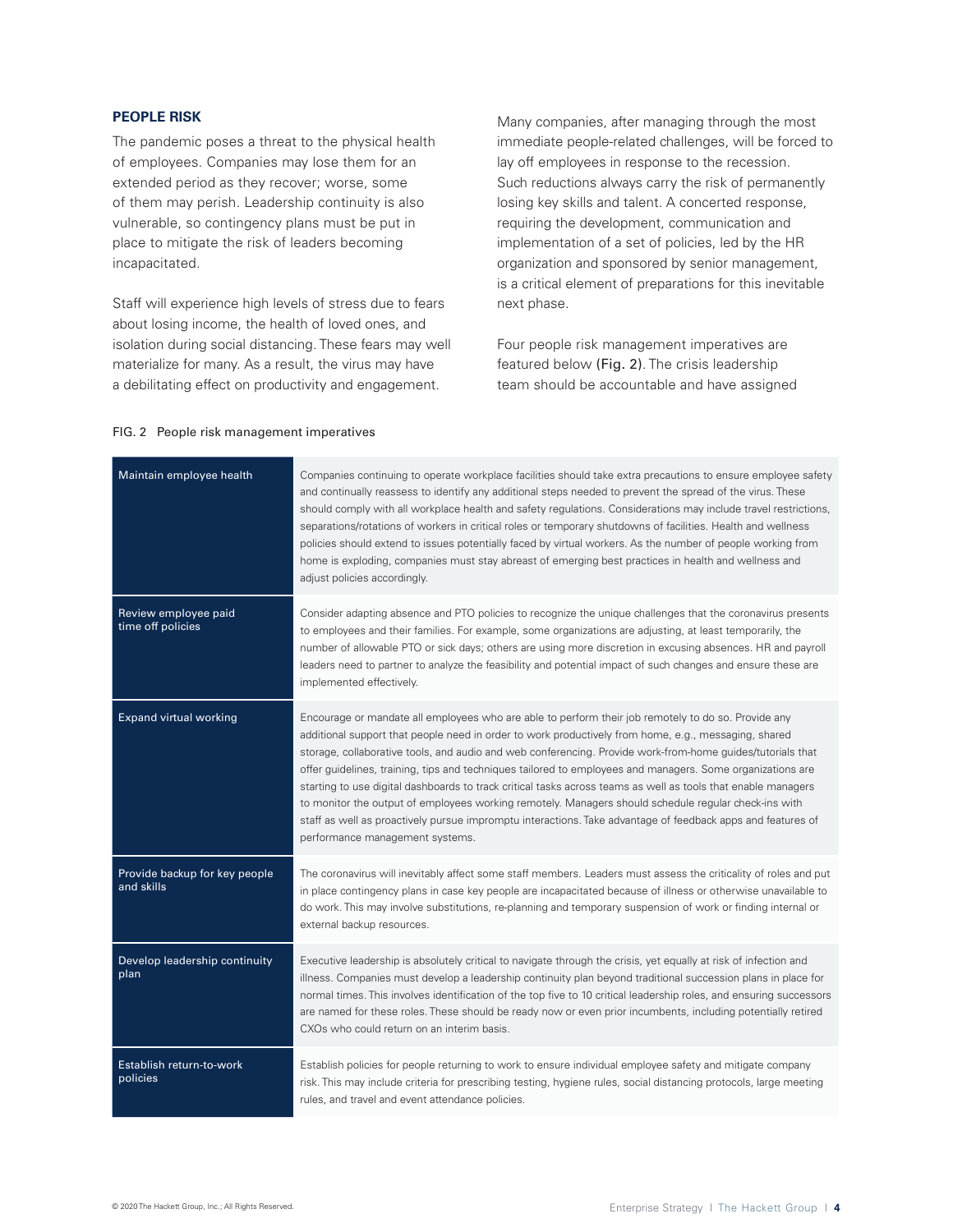## PEOPLE RISK

The pandemic poses a threat to the physical health of employees. Companies may lose them for an extended period as they recover; worse, some of them may perish. Leadership continuity is also vulnerable, so contingency plans must be put in place to mitigate the risk of leaders becoming incapacitated.

Staff will experience high levels of stress due to fears about losing income, the health of loved ones, and isolation during social distancing. These fears may well materialize for many. As a result, the virus may have a debilitating effect on productivity and engagement.

Many companies, after managing through the most immediate people-related challenges, will be forced to lay off employees in response to the recession. Such reductions always carry the risk of permanently losing key skills and talent. A concerted response, requiring the development, communication and implementation of a set of policies, led by the HR organization and sponsored by senior management, is a critical element of preparations for this inevitable next phase.

Four people risk management imperatives are featured below (Fig. 2). The crisis leadership team should be accountable and have assigned

FIG. 2 People risk management imperatives

| | |
|---|---|
| Maintain employee health | Companies continuing to operate workplace facilities should take extra precautions to ensure employee safety and continually reassess to identify any additional steps needed to prevent the spread of the virus. These should comply with all workplace health and safety regulations. Considerations may include travel restrictions, separations/rotations of workers in critical roles or temporary shutdowns of facilities. Health and wellness policies should extend to issues potentially faced by virtual workers. As the number of people working from home is exploding, companies must stay abreast of emerging best practices in health and wellness and adjust policies accordingly. |
| Review employee paid time off policies | Consider adapting absence and PTO policies to recognize the unique challenges that the coronavirus presents to employees and their families. For example, some organizations are adjusting, at least temporarily, the number of allowable PTO or sick days; others are using more discretion in excusing absences. HR and payroll leaders need to partner to analyze the feasibility and potential impact of such changes and ensure these are implemented effectively. |
| Expand virtual working | Encourage or mandate all employees who are able to perform their job remotely to do so. Provide any additional support that people need in order to work productively from home, e.g., messaging, shared storage, collaborative tools, and audio and web conferencing. Provide work-from-home guides/tutorials that offer guidelines, training, tips and techniques tailored to employees and managers. Some organizations are starting to use digital dashboards to track critical tasks across teams as well as tools that enable managers to monitor the output of employees working remotely. Managers should schedule regular check-ins with staff as well as proactively pursue impromptu interactions. Take advantage of feedback apps and features of performance management systems. |
| Provide backup for key people and skills | The coronavirus will inevitably affect some staff members. Leaders must assess the criticality of roles and put in place contingency plans in case key people are incapacitated because of illness or otherwise unavailable to do work. This may involve substitutions, re-planning and temporary suspension of work or finding internal or external backup resources. |
| Develop leadership continuity plan | Executive leadership is absolutely critical to navigate through the crisis, yet equally at risk of infection and illness. Companies must develop a leadership continuity plan beyond traditional succession plans in place for normal times. This involves identification of the top five to 10 critical leadership roles, and ensuring successors are named for these roles. These should be ready now or even prior incumbents, including potentially retired CXOs who could return on an interim basis. |
| Establish return-to-work policies | Establish policies for people returning to work to ensure individual employee safety and mitigate company risk. This may include criteria for prescribing testing, hygiene rules, social distancing protocols, large meeting rules, and travel and event attendance policies. |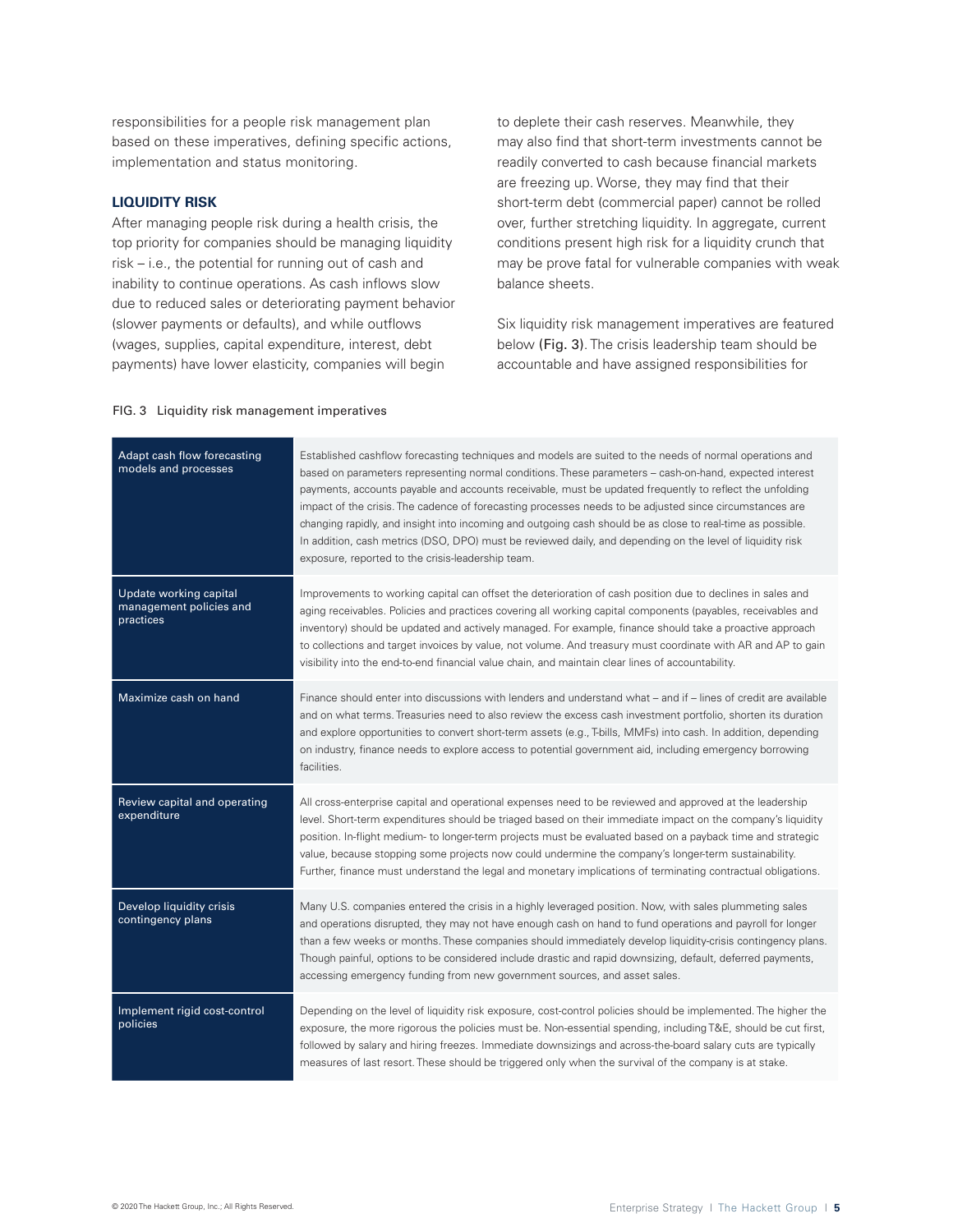responsibilities for a people risk management plan based on these imperatives, defining specific actions, implementation and status monitoring.

## LIQUIDITY RISK

After managing people risk during a health crisis, the top priority for companies should be managing liquidity risk – i.e., the potential for running out of cash and inability to continue operations. As cash inflows slow due to reduced sales or deteriorating payment behavior (slower payments or defaults), and while outflows (wages, supplies, capital expenditure, interest, debt payments) have lower elasticity, companies will begin to deplete their cash reserves. Meanwhile, they may also find that short-term investments cannot be readily converted to cash because financial markets are freezing up. Worse, they may find that their short-term debt (commercial paper) cannot be rolled over, further stretching liquidity. In aggregate, current conditions present high risk for a liquidity crunch that may be prove fatal for vulnerable companies with weak balance sheets.

Six liquidity risk management imperatives are featured below (Fig. 3). The crisis leadership team should be accountable and have assigned responsibilities for

FIG. 3 Liquidity risk management imperatives

| Imperative | Description |
| --- | --- |
| Adapt cash flow forecasting models and processes | Established cashflow forecasting techniques and models are suited to the needs of normal operations and based on parameters representing normal conditions. These parameters – cash-on-hand, expected interest payments, accounts payable and accounts receivable, must be updated frequently to reflect the unfolding impact of the crisis. The cadence of forecasting processes needs to be adjusted since circumstances are changing rapidly, and insight into incoming and outgoing cash should be as close to real-time as possible. In addition, cash metrics (DSO, DPO) must be reviewed daily, and depending on the level of liquidity risk exposure, reported to the crisis-leadership team. |
| Update working capital management policies and practices | Improvements to working capital can offset the deterioration of cash position due to declines in sales and aging receivables. Policies and practices covering all working capital components (payables, receivables and inventory) should be updated and actively managed. For example, finance should take a proactive approach to collections and target invoices by value, not volume. And treasury must coordinate with AR and AP to gain visibility into the end-to-end financial value chain, and maintain clear lines of accountability. |
| Maximize cash on hand | Finance should enter into discussions with lenders and understand what – and if – lines of credit are available and on what terms. Treasuries need to also review the excess cash investment portfolio, shorten its duration and explore opportunities to convert short-term assets (e.g., T-bills, MMFs) into cash. In addition, depending on industry, finance needs to explore access to potential government aid, including emergency borrowing facilities. |
| Review capital and operating expenditure | All cross-enterprise capital and operational expenses need to be reviewed and approved at the leadership level. Short-term expenditures should be triaged based on their immediate impact on the company's liquidity position. In-flight medium- to longer-term projects must be evaluated based on a payback time and strategic value, because stopping some projects now could undermine the company's longer-term sustainability. Further, finance must understand the legal and monetary implications of terminating contractual obligations. |
| Develop liquidity crisis contingency plans | Many U.S. companies entered the crisis in a highly leveraged position. Now, with sales plummeting sales and operations disrupted, they may not have enough cash on hand to fund operations and payroll for longer than a few weeks or months. These companies should immediately develop liquidity-crisis contingency plans. Though painful, options to be considered include drastic and rapid downsizing, default, deferred payments, accessing emergency funding from new government sources, and asset sales. |
| Implement rigid cost-control policies | Depending on the level of liquidity risk exposure, cost-control policies should be implemented. The higher the exposure, the more rigorous the policies must be. Non-essential spending, including T&E, should be cut first, followed by salary and hiring freezes. Immediate downsizings and across-the-board salary cuts are typically measures of last resort. These should be triggered only when the survival of the company is at stake. |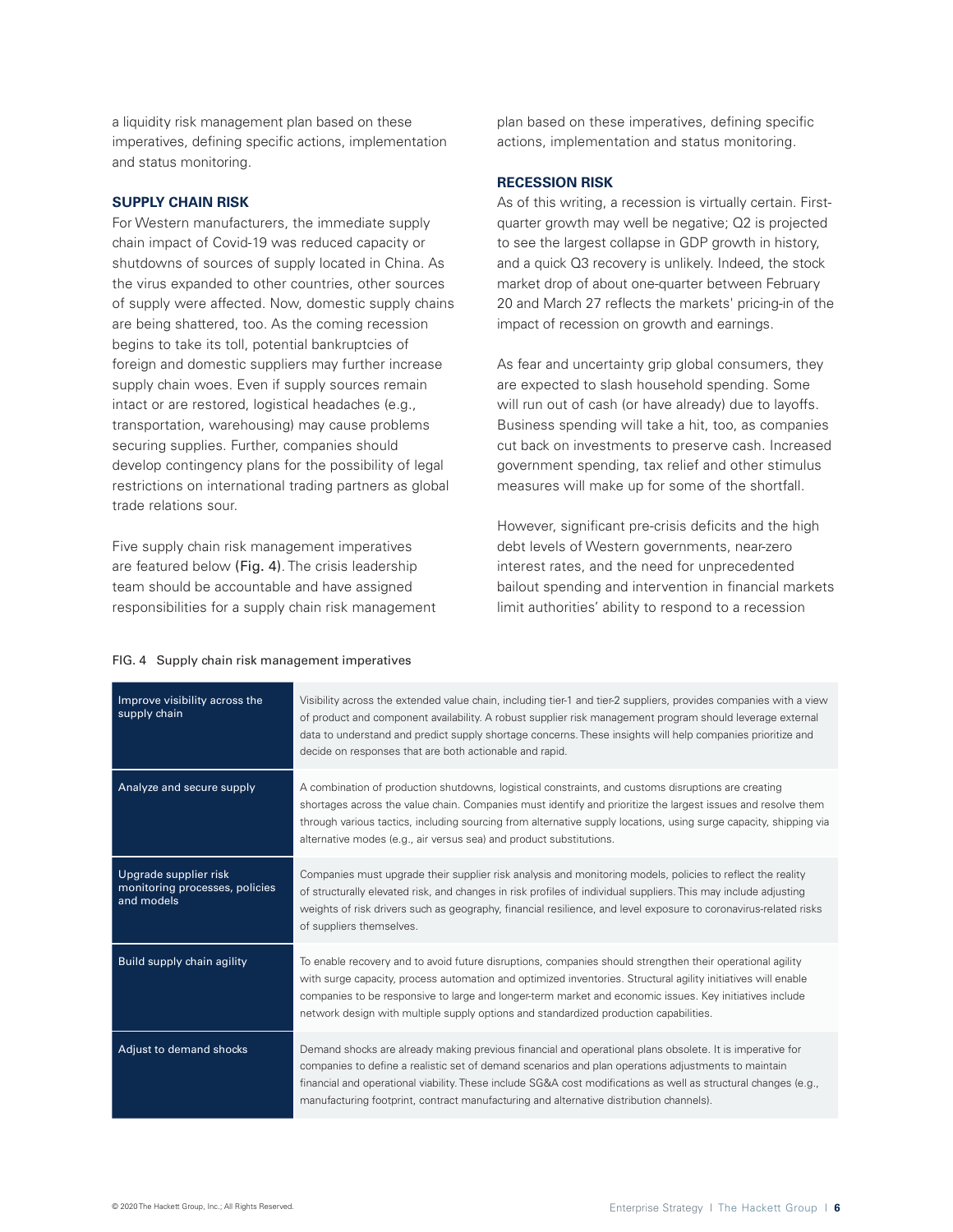a liquidity risk management plan based on these imperatives, defining specific actions, implementation and status monitoring.

### SUPPLY CHAIN RISK

For Western manufacturers, the immediate supply chain impact of Covid-19 was reduced capacity or shutdowns of sources of supply located in China. As the virus expanded to other countries, other sources of supply were affected. Now, domestic supply chains are being shattered, too. As the coming recession begins to take its toll, potential bankruptcies of foreign and domestic suppliers may further increase supply chain woes. Even if supply sources remain intact or are restored, logistical headaches (e.g., transportation, warehousing) may cause problems securing supplies. Further, companies should develop contingency plans for the possibility of legal restrictions on international trading partners as global trade relations sour.

Five supply chain risk management imperatives are featured below (Fig. 4). The crisis leadership team should be accountable and have assigned responsibilities for a supply chain risk management plan based on these imperatives, defining specific actions, implementation and status monitoring.

### RECESSION RISK

As of this writing, a recession is virtually certain. First-quarter growth may well be negative; Q2 is projected to see the largest collapse in GDP growth in history, and a quick Q3 recovery is unlikely. Indeed, the stock market drop of about one-quarter between February 20 and March 27 reflects the markets' pricing-in of the impact of recession on growth and earnings.

As fear and uncertainty grip global consumers, they are expected to slash household spending. Some will run out of cash (or have already) due to layoffs. Business spending will take a hit, too, as companies cut back on investments to preserve cash. Increased government spending, tax relief and other stimulus measures will make up for some of the shortfall.

However, significant pre-crisis deficits and the high debt levels of Western governments, near-zero interest rates, and the need for unprecedented bailout spending and intervention in financial markets limit authorities' ability to respond to a recession

FIG. 4 Supply chain risk management imperatives

| Imperative | Description |
|---|---|
| Improve visibility across the supply chain | Visibility across the extended value chain, including tier-1 and tier-2 suppliers, provides companies with a view of product and component availability. A robust supplier risk management program should leverage external data to understand and predict supply shortage concerns. These insights will help companies prioritize and decide on responses that are both actionable and rapid. |
| Analyze and secure supply | A combination of production shutdowns, logistical constraints, and customs disruptions are creating shortages across the value chain. Companies must identify and prioritize the largest issues and resolve them through various tactics, including sourcing from alternative supply locations, using surge capacity, shipping via alternative modes (e.g., air versus sea) and product substitutions. |
| Upgrade supplier risk monitoring processes, policies and models | Companies must upgrade their supplier risk analysis and monitoring models, policies to reflect the reality of structurally elevated risk, and changes in risk profiles of individual suppliers. This may include adjusting weights of risk drivers such as geography, financial resilience, and level exposure to coronavirus-related risks of suppliers themselves. |
| Build supply chain agility | To enable recovery and to avoid future disruptions, companies should strengthen their operational agility with surge capacity, process automation and optimized inventories. Structural agility initiatives will enable companies to be responsive to large and longer-term market and economic issues. Key initiatives include network design with multiple supply options and standardized production capabilities. |
| Adjust to demand shocks | Demand shocks are already making previous financial and operational plans obsolete. It is imperative for companies to define a realistic set of demand scenarios and plan operations adjustments to maintain financial and operational viability. These include SG&A cost modifications as well as structural changes (e.g., manufacturing footprint, contract manufacturing and alternative distribution channels). |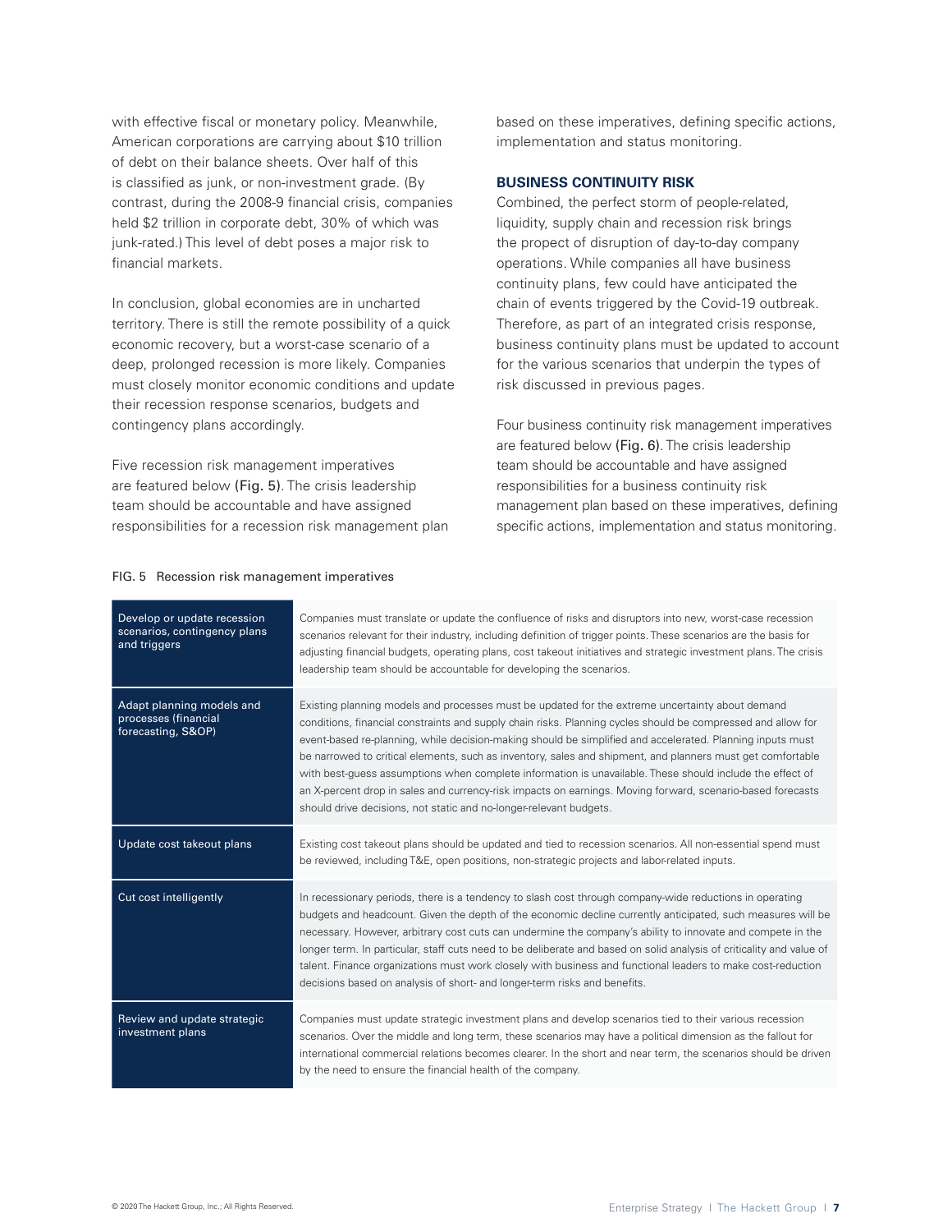with effective fiscal or monetary policy. Meanwhile, American corporations are carrying about $10 trillion of debt on their balance sheets. Over half of this is classified as junk, or non-investment grade. (By contrast, during the 2008-9 financial crisis, companies held $2 trillion in corporate debt, 30% of which was junk-rated.) This level of debt poses a major risk to financial markets.

In conclusion, global economies are in uncharted territory. There is still the remote possibility of a quick economic recovery, but a worst-case scenario of a deep, prolonged recession is more likely. Companies must closely monitor economic conditions and update their recession response scenarios, budgets and contingency plans accordingly.

Five recession risk management imperatives are featured below (Fig. 5). The crisis leadership team should be accountable and have assigned responsibilities for a recession risk management plan based on these imperatives, defining specific actions, implementation and status monitoring.

### BUSINESS CONTINUITY RISK

Combined, the perfect storm of people-related, liquidity, supply chain and recession risk brings the propect of disruption of day-to-day company operations. While companies all have business continuity plans, few could have anticipated the chain of events triggered by the Covid-19 outbreak. Therefore, as part of an integrated crisis response, business continuity plans must be updated to account for the various scenarios that underpin the types of risk discussed in previous pages.

Four business continuity risk management imperatives are featured below (Fig. 6). The crisis leadership team should be accountable and have assigned responsibilities for a business continuity risk management plan based on these imperatives, defining specific actions, implementation and status monitoring.

FIG. 5 Recession risk management imperatives

| Imperative | Description |
|---|---|
| Develop or update recession scenarios, contingency plans and triggers | Companies must translate or update the confluence of risks and disruptors into new, worst-case recession scenarios relevant for their industry, including definition of trigger points. These scenarios are the basis for adjusting financial budgets, operating plans, cost takeout initiatives and strategic investment plans. The crisis leadership team should be accountable for developing the scenarios. |
| Adapt planning models and processes (financial forecasting, S&OP) | Existing planning models and processes must be updated for the extreme uncertainty about demand conditions, financial constraints and supply chain risks. Planning cycles should be compressed and allow for event-based re-planning, while decision-making should be simplified and accelerated. Planning inputs must be narrowed to critical elements, such as inventory, sales and shipment, and planners must get comfortable with best-guess assumptions when complete information is unavailable. These should include the effect of an X-percent drop in sales and currency-risk impacts on earnings. Moving forward, scenario-based forecasts should drive decisions, not static and no-longer-relevant budgets. |
| Update cost takeout plans | Existing cost takeout plans should be updated and tied to recession scenarios. All non-essential spend must be reviewed, including T&E, open positions, non-strategic projects and labor-related inputs. |
| Cut cost intelligently | In recessionary periods, there is a tendency to slash cost through company-wide reductions in operating budgets and headcount. Given the depth of the economic decline currently anticipated, such measures will be necessary. However, arbitrary cost cuts can undermine the company's ability to innovate and compete in the longer term. In particular, staff cuts need to be deliberate and based on solid analysis of criticality and value of talent. Finance organizations must work closely with business and functional leaders to make cost-reduction decisions based on analysis of short- and longer-term risks and benefits. |
| Review and update strategic investment plans | Companies must update strategic investment plans and develop scenarios tied to their various recession scenarios. Over the middle and long term, these scenarios may have a political dimension as the fallout for international commercial relations becomes clearer. In the short and near term, the scenarios should be driven by the need to ensure the financial health of the company. |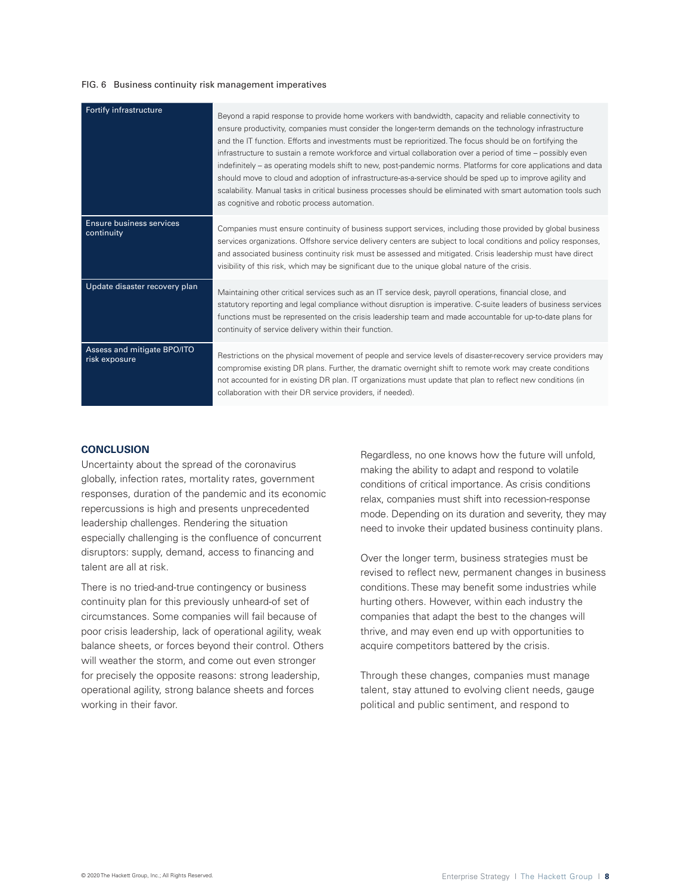FIG. 6 Business continuity risk management imperatives

| | |
|---|---|
| Fortify infrastructure | Beyond a rapid response to provide home workers with bandwidth, capacity and reliable connectivity to ensure productivity, companies must consider the longer-term demands on the technology infrastructure and the IT function. Efforts and investments must be reprioritized. The focus should be on fortifying the infrastructure to sustain a remote workforce and virtual collaboration over a period of time – possibly even indefinitely – as operating models shift to new, post-pandemic norms. Platforms for core applications and data should move to cloud and adoption of infrastructure-as-a-service should be sped up to improve agility and scalability. Manual tasks in critical business processes should be eliminated with smart automation tools such as cognitive and robotic process automation. |
| Ensure business services continuity | Companies must ensure continuity of business support services, including those provided by global business services organizations. Offshore service delivery centers are subject to local conditions and policy responses, and associated business continuity risk must be assessed and mitigated. Crisis leadership must have direct visibility of this risk, which may be significant due to the unique global nature of the crisis. |
| Update disaster recovery plan | Maintaining other critical services such as an IT service desk, payroll operations, financial close, and statutory reporting and legal compliance without disruption is imperative. C-suite leaders of business services functions must be represented on the crisis leadership team and made accountable for up-to-date plans for continuity of service delivery within their function. |
| Assess and mitigate BPO/ITO risk exposure | Restrictions on the physical movement of people and service levels of disaster-recovery service providers may compromise existing DR plans. Further, the dramatic overnight shift to remote work may create conditions not accounted for in existing DR plan. IT organizations must update that plan to reflect new conditions (in collaboration with their DR service providers, if needed). |

## CONCLUSION

Uncertainty about the spread of the coronavirus globally, infection rates, mortality rates, government responses, duration of the pandemic and its economic repercussions is high and presents unprecedented leadership challenges. Rendering the situation especially challenging is the confluence of concurrent disruptors: supply, demand, access to financing and talent are all at risk.

There is no tried-and-true contingency or business continuity plan for this previously unheard-of set of circumstances. Some companies will fail because of poor crisis leadership, lack of operational agility, weak balance sheets, or forces beyond their control. Others will weather the storm, and come out even stronger for precisely the opposite reasons: strong leadership, operational agility, strong balance sheets and forces working in their favor.

Regardless, no one knows how the future will unfold, making the ability to adapt and respond to volatile conditions of critical importance. As crisis conditions relax, companies must shift into recession-response mode. Depending on its duration and severity, they may need to invoke their updated business continuity plans.

Over the longer term, business strategies must be revised to reflect new, permanent changes in business conditions. These may benefit some industries while hurting others. However, within each industry the companies that adapt the best to the changes will thrive, and may even end up with opportunities to acquire competitors battered by the crisis.

Through these changes, companies must manage talent, stay attuned to evolving client needs, gauge political and public sentiment, and respond to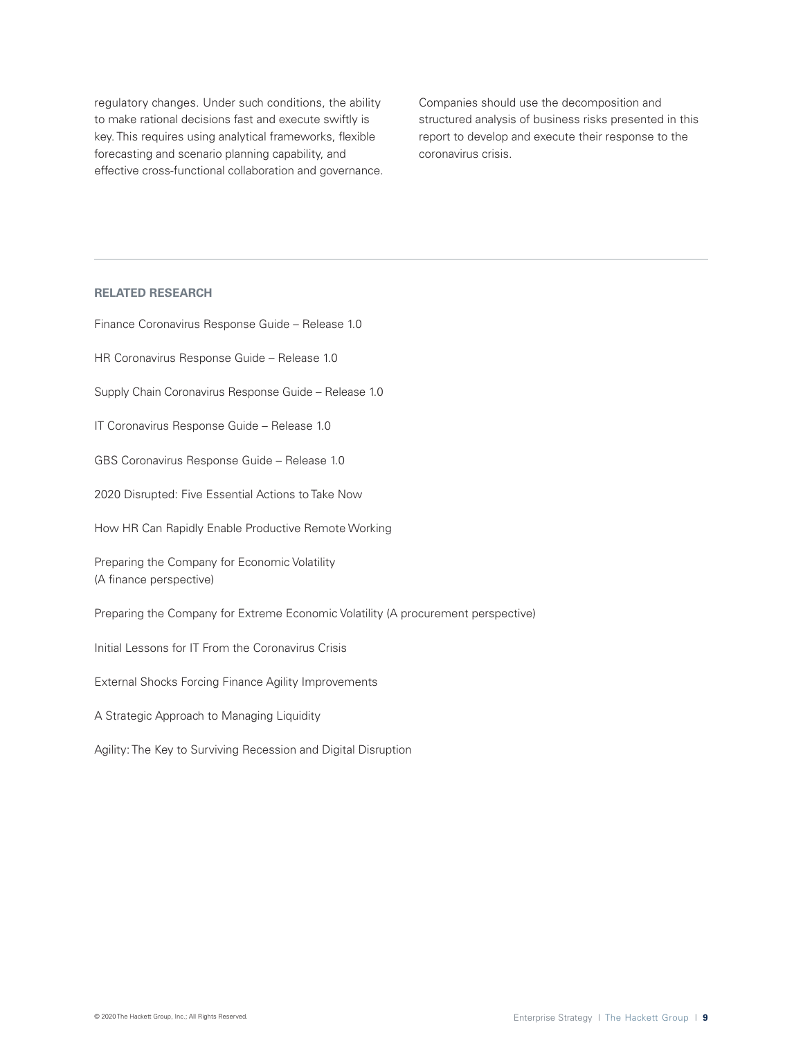regulatory changes. Under such conditions, the ability to make rational decisions fast and execute swiftly is key. This requires using analytical frameworks, flexible forecasting and scenario planning capability, and effective cross-functional collaboration and governance.

Companies should use the decomposition and structured analysis of business risks presented in this report to develop and execute their response to the coronavirus crisis.

---

**RELATED RESEARCH**

Finance Coronavirus Response Guide – Release 1.0

HR Coronavirus Response Guide – Release 1.0

Supply Chain Coronavirus Response Guide – Release 1.0

IT Coronavirus Response Guide – Release 1.0

GBS Coronavirus Response Guide – Release 1.0

2020 Disrupted: Five Essential Actions to Take Now

How HR Can Rapidly Enable Productive Remote Working

Preparing the Company for Economic Volatility (A finance perspective)

Preparing the Company for Extreme Economic Volatility (A procurement perspective)

Initial Lessons for IT From the Coronavirus Crisis

External Shocks Forcing Finance Agility Improvements

A Strategic Approach to Managing Liquidity

Agility: The Key to Surviving Recession and Digital Disruption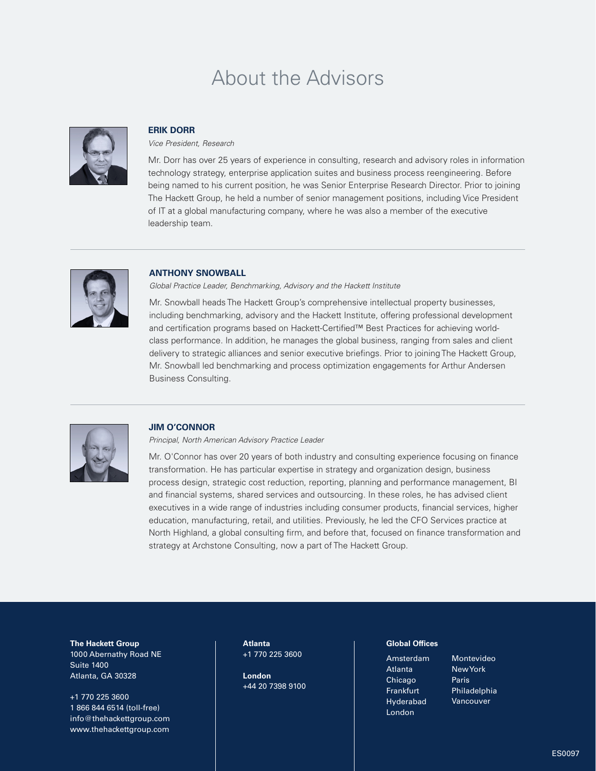# About the Advisors

**ERIK DORR**

*Vice President, Research*

Mr. Dorr has over 25 years of experience in consulting, research and advisory roles in information technology strategy, enterprise application suites and business process reengineering. Before being named to his current position, he was Senior Enterprise Research Director. Prior to joining The Hackett Group, he held a number of senior management positions, including Vice President of IT at a global manufacturing company, where he was also a member of the executive leadership team.

---

**ANTHONY SNOWBALL**

*Global Practice Leader, Benchmarking, Advisory and the Hackett Institute*

Mr. Snowball heads The Hackett Group's comprehensive intellectual property businesses, including benchmarking, advisory and the Hackett Institute, offering professional development and certification programs based on Hackett-Certified™ Best Practices for achieving world-class performance. In addition, he manages the global business, ranging from sales and client delivery to strategic alliances and senior executive briefings. Prior to joining The Hackett Group, Mr. Snowball led benchmarking and process optimization engagements for Arthur Andersen Business Consulting.

---

**JIM O'CONNOR**

*Principal, North American Advisory Practice Leader*

Mr. O'Connor has over 20 years of both industry and consulting experience focusing on finance transformation. He has particular expertise in strategy and organization design, business process design, strategic cost reduction, reporting, planning and performance management, BI and financial systems, shared services and outsourcing. In these roles, he has advised client executives in a wide range of industries including consumer products, financial services, higher education, manufacturing, retail, and utilities. Previously, he led the CFO Services practice at North Highland, a global consulting firm, and before that, focused on finance transformation and strategy at Archstone Consulting, now a part of The Hackett Group.

---

**The Hackett Group**
1000 Abernathy Road NE
Suite 1400
Atlanta, GA 30328

+1 770 225 3600
1 866 844 6514 (toll-free)
info@thehackettgroup.com
www.thehackettgroup.com

**Atlanta**
+1 770 225 3600

**London**
+44 20 7398 9100

**Global Offices**

Amsterdam
Atlanta
Chicago
Frankfurt
Hyderabad
London
Montevideo
New York
Paris
Philadelphia
Vancouver

ES0097